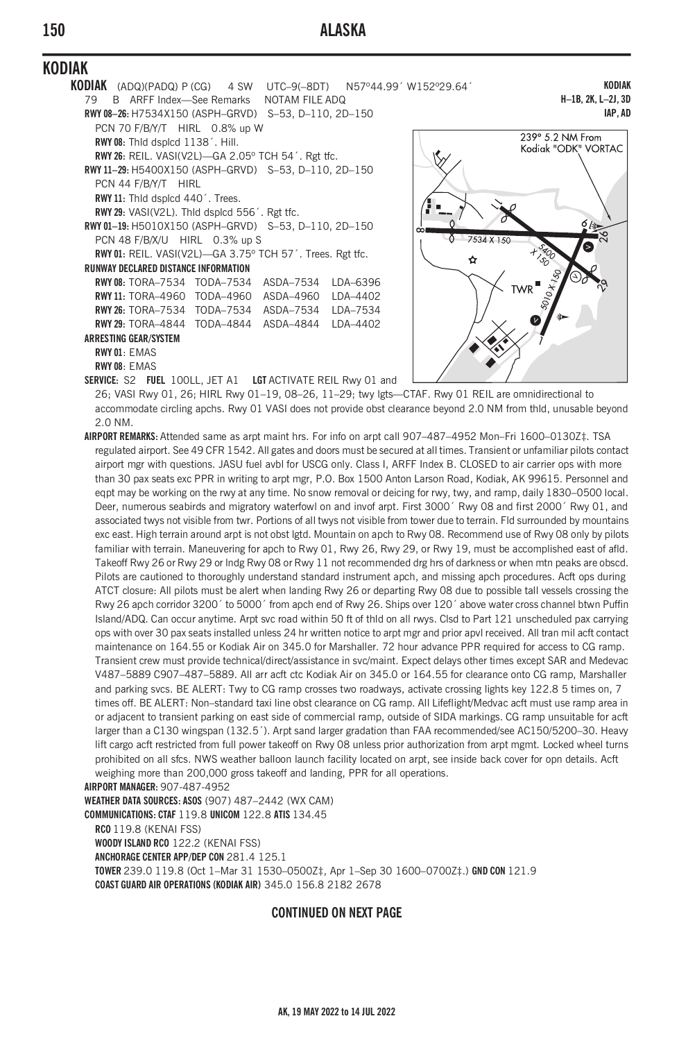# KODIAK

**KODIAK** (ADQ)(PADQ) P (CG) 4 SW UTC–9(–8DT) N57°44.99´ W152°29.64´

**KODIAK**
**H–1B, 2K, L–2J, 3D**
**IAP, AD**

79 B ARFF Index—See Remarks NOTAM FILE ADQ

**RWY 08–26:** H7534X150 (ASPH–GRVD) S–53, D–110, 2D–150 PCN 70 F/B/Y/T HIRL 0.8% up W

**RWY 08:** Thld dsplcd 1138´. Hill.

**RWY 26:** REIL. VASI(V2L)—GA 2.05° TCH 54´. Rgt tfc.

**RWY 11–29:** H5400X150 (ASPH–GRVD) S–53, D–110, 2D–150 PCN 44 F/B/Y/T HIRL

**RWY 11:** Thld dsplcd 440´. Trees.

**RWY 29:** VASI(V2L). Thld dsplcd 556´. Rgt tfc.

**RWY 01–19:** H5010X150 (ASPH–GRVD) S–53, D–110, 2D–150 PCN 48 F/B/X/U HIRL 0.3% up S

**RWY 01:** REIL. VASI(V2L)—GA 3.75° TCH 57´. Trees. Rgt tfc.

**RUNWAY DECLARED DISTANCE INFORMATION**

| RWY | TORA | TODA | ASDA | LDA |
|---|---|---|---|---|
| RWY 08: | TORA–7534 | TODA–7534 | ASDA–7534 | LDA–6396 |
| RWY 11: | TORA–4960 | TODA–4960 | ASDA–4960 | LDA–4402 |
| RWY 26: | TORA–7534 | TODA–7534 | ASDA–7534 | LDA–7534 |
| RWY 29: | TORA–4844 | TODA–4844 | ASDA–4844 | LDA–4402 |

**ARRESTING GEAR/SYSTEM**

**RWY 01**: EMAS

**RWY 08**: EMAS

239° 5.2 NM From Kodiak "ODK" VORTAC

**SERVICE:** S2 **FUEL** 100LL, JET A1 **LGT** ACTIVATE REIL Rwy 01 and 26; VASI Rwy 01, 26; HIRL Rwy 01–19, 08–26, 11–29; twy lgts—CTAF. Rwy 01 REIL are omnidirectional to accommodate circling apchs. Rwy 01 VASI does not provide obst clearance beyond 2.0 NM from thld, unusable beyond 2.0 NM.

**AIRPORT REMARKS:** Attended same as arpt maint hrs. For info on arpt call 907–487–4952 Mon–Fri 1600–0130Z‡. TSA regulated airport. See 49 CFR 1542. All gates and doors must be secured at all times. Transient or unfamiliar pilots contact airport mgr with questions. JASU fuel avbl for USCG only. Class I, ARFF Index B. CLOSED to air carrier ops with more than 30 pax seats exc PPR in writing to arpt mgr, P.O. Box 1500 Anton Larson Road, Kodiak, AK 99615. Personnel and eqpt may be working on the rwy at any time. No snow removal or deicing for rwy, twy, and ramp, daily 1830–0500 local. Deer, numerous seabirds and migratory waterfowl on and invof arpt. First 3000´ Rwy 08 and first 2000´ Rwy 01, and associated twys not visible from twr. Portions of all twys not visible from tower due to terrain. Fld surrounded by mountains exc east. High terrain around arpt is not obst lgtd. Mountain on apch to Rwy 08. Recommend use of Rwy 08 only by pilots familiar with terrain. Maneuvering for apch to Rwy 01, Rwy 26, Rwy 29, or Rwy 19, must be accomplished east of afld. Takeoff Rwy 26 or Rwy 29 or Indg Rwy 08 or Rwy 11 not recommended drg hrs of darkness or when mtn peaks are obscd. Pilots are cautioned to thoroughly understand standard instrument apch, and missing apch procedures. Acft ops during ATCT closure: All pilots must be alert when landing Rwy 26 or departing Rwy 08 due to possible tall vessels crossing the Rwy 26 apch corridor 3200´ to 5000´ from apch end of Rwy 26. Ships over 120´ above water cross channel btwn Puffin Island/ADQ. Can occur anytime. Arpt svc road within 50 ft of thld on all rwys. Clsd to Part 121 unscheduled pax carrying ops with over 30 pax seats installed unless 24 hr written notice to arpt mgr and prior apvl received. All tran mil acft contact maintenance on 164.55 or Kodiak Air on 345.0 for Marshaller. 72 hour advance PPR required for access to CG ramp. Transient crew must provide technical/direct/assistance in svc/maint. Expect delays other times except SAR and Medevac V487–5889 C907–487–5889. All arr acft ctc Kodiak Air on 345.0 or 164.55 for clearance onto CG ramp, Marshaller and parking svcs. BE ALERT: Twy to CG ramp crosses two roadways, activate crossing lights key 122.8 5 times on, 7 times off. BE ALERT: Non–standard taxi line obst clearance on CG ramp. All Lifeflight/Medvac acft must use ramp area in or adjacent to transient parking on east side of commercial ramp, outside of SIDA markings. CG ramp unsuitable for acft larger than a C130 wingspan (132.5´). Arpt sand larger gradation than FAA recommended/see AC150/5200–30. Heavy lift cargo acft restricted from full power takeoff on Rwy 08 unless prior authorization from arpt mgmt. Locked wheel turns prohibited on all sfcs. NWS weather balloon launch facility located on arpt, see inside back cover for opn details. Acft weighing more than 200,000 gross takeoff and landing, PPR for all operations.

**AIRPORT MANAGER:** 907-487-4952

**WEATHER DATA SOURCES: ASOS** (907) 487–2442 (WX CAM)

**COMMUNICATIONS: CTAF** 119.8 **UNICOM** 122.8 **ATIS** 134.45

**RCO** 119.8 (KENAI FSS)

**WOODY ISLAND RCO** 122.2 (KENAI FSS)

**ANCHORAGE CENTER APP/DEP CON** 281.4 125.1

**TOWER** 239.0 119.8 (Oct 1–Mar 31 1530–0500Z‡, Apr 1–Sep 30 1600–0700Z‡.) **GND CON** 121.9

**COAST GUARD AIR OPERATIONS (KODIAK AIR)** 345.0 156.8 2182 2678

**CONTINUED ON NEXT PAGE**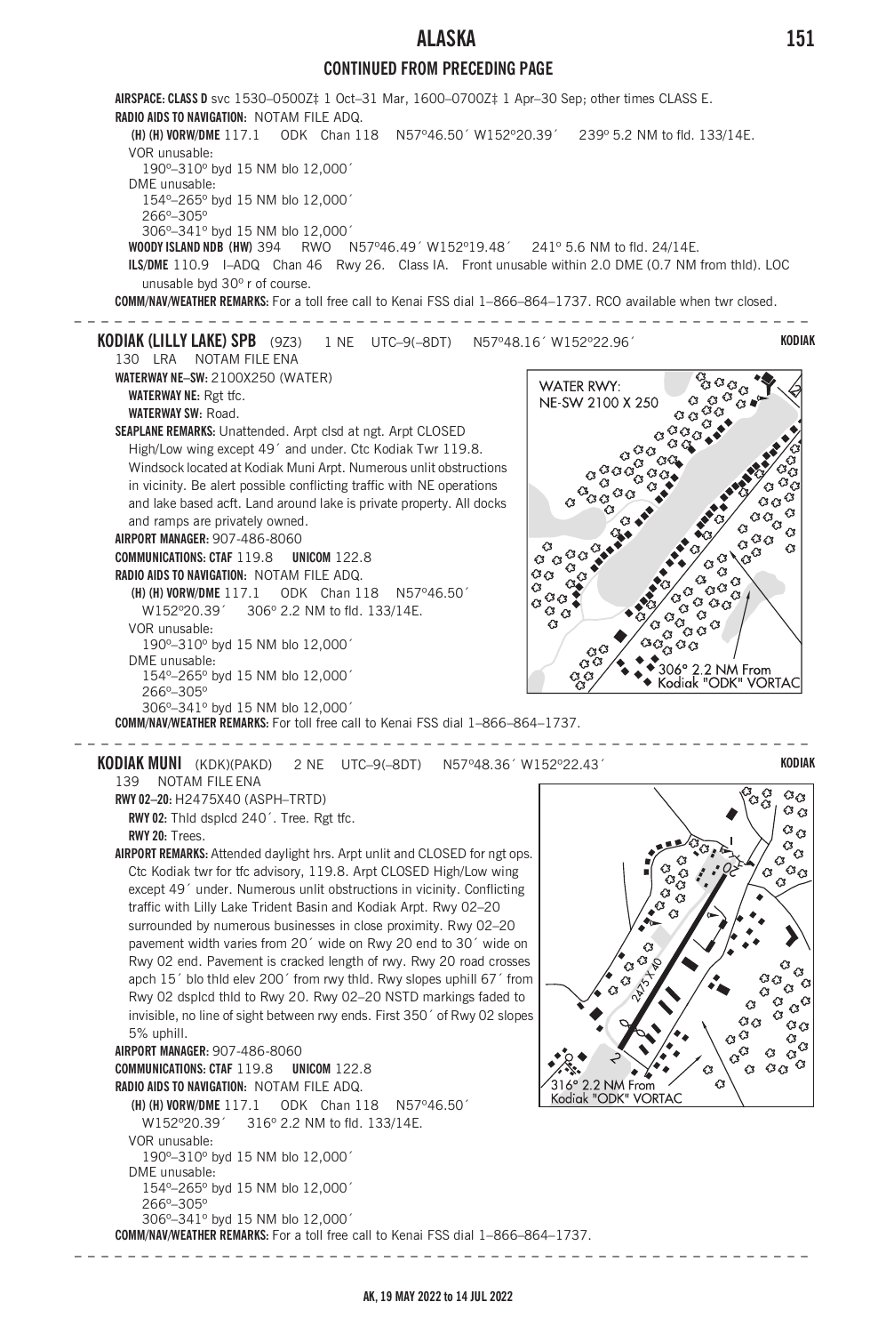CONTINUED FROM PRECEDING PAGE

**AIRSPACE: CLASS D** svc 1530–0500Z‡ 1 Oct–31 Mar, 1600–0700Z‡ 1 Apr–30 Sep; other times CLASS E.

**RADIO AIDS TO NAVIGATION:** NOTAM FILE ADQ.

**(H) (H) VORW/DME** 117.1 ODK Chan 118 N57°46.50´ W152°20.39´ 239° 5.2 NM to fld. 133/14E.

VOR unusable:
190°–310° byd 15 NM blo 12,000´

DME unusable:
154°–265° byd 15 NM blo 12,000´
266°–305°
306°–341° byd 15 NM blo 12,000´

**WOODY ISLAND NDB (HW)** 394 RWO N57°46.49´ W152°19.48´ 241° 5.6 NM to fld. 24/14E.

**ILS/DME** 110.9 I–ADQ Chan 46 Rwy 26. Class IA. Front unusable within 2.0 DME (0.7 NM from thld). LOC unusable byd 30° r of course.

**COMM/NAV/WEATHER REMARKS:** For a toll free call to Kenai FSS dial 1–866–864–1737. RCO available when twr closed.

---

## KODIAK (LILLY LAKE) SPB (9Z3) 1 NE UTC–9(–8DT) N57°48.16´ W152°22.96´ KODIAK

130 LRA NOTAM FILE ENA

**WATERWAY NE–SW:** 2100X250 (WATER)

**WATERWAY NE:** Rgt tfc.

**WATERWAY SW:** Road.

**SEAPLANE REMARKS:** Unattended. Arpt clsd at ngt. Arpt CLOSED High/Low wing except 49´ and under. Ctc Kodiak Twr 119.8. Windsock located at Kodiak Muni Arpt. Numerous unlit obstructions in vicinity. Be alert possible conflicting traffic with NE operations and lake based acft. Land around lake is private property. All docks and ramps are privately owned.

**AIRPORT MANAGER:** 907-486-8060

**COMMUNICATIONS: CTAF** 119.8 **UNICOM** 122.8

**RADIO AIDS TO NAVIGATION:** NOTAM FILE ADQ.

**(H) (H) VORW/DME** 117.1 ODK Chan 118 N57°46.50´ W152°20.39´ 306° 2.2 NM to fld. 133/14E.

VOR unusable:
190°–310° byd 15 NM blo 12,000´

DME unusable:
154°–265° byd 15 NM blo 12,000´
266°–305°
306°–341° byd 15 NM blo 12,000´

**COMM/NAV/WEATHER REMARKS:** For toll free call to Kenai FSS dial 1–866–864–1737.

WATER RWY:
NE-SW 2100 X 250
306° 2.2 NM From
Kodiak "ODK" VORTAC

---

## KODIAK MUNI (KDK)(PAKD) 2 NE UTC–9(–8DT) N57°48.36´ W152°22.43´ KODIAK

139 NOTAM FILE ENA

**RWY 02–20:** H2475X40 (ASPH–TRTD)

**RWY 02:** Thld dsplcd 240´. Tree. Rgt tfc.

**RWY 20:** Trees.

**AIRPORT REMARKS:** Attended daylight hrs. Arpt unlit and CLOSED for ngt ops. Ctc Kodiak twr for tfc advisory, 119.8. Arpt CLOSED High/Low wing except 49´ under. Numerous unlit obstructions in vicinity. Conflicting traffic with Lilly Lake Trident Basin and Kodiak Arpt. Rwy 02–20 surrounded by numerous businesses in close proximity. Rwy 02–20 pavement width varies from 20´ wide on Rwy 20 end to 30´ wide on Rwy 02 end. Pavement is cracked length of rwy. Rwy 20 road crosses apch 15´ blo thld elev 200´ from rwy thld. Rwy slopes uphill 67´ from Rwy 02 dsplcd thld to Rwy 20. Rwy 02–20 NSTD markings faded to invisible, no line of sight between rwy ends. First 350´ of Rwy 02 slopes 5% uphill.

**AIRPORT MANAGER:** 907-486-8060

**COMMUNICATIONS: CTAF** 119.8 **UNICOM** 122.8

**RADIO AIDS TO NAVIGATION:** NOTAM FILE ADQ.

**(H) (H) VORW/DME** 117.1 ODK Chan 118 N57°46.50´ W152°20.39´ 316° 2.2 NM to fld. 133/14E.

VOR unusable:
190°–310° byd 15 NM blo 12,000´

DME unusable:
154°–265° byd 15 NM blo 12,000´
266°–305°
306°–341° byd 15 NM blo 12,000´

**COMM/NAV/WEATHER REMARKS:** For a toll free call to Kenai FSS dial 1–866–864–1737.

20
2475 X 40
2
316° 2.2 NM From
Kodiak "ODK" VORTAC